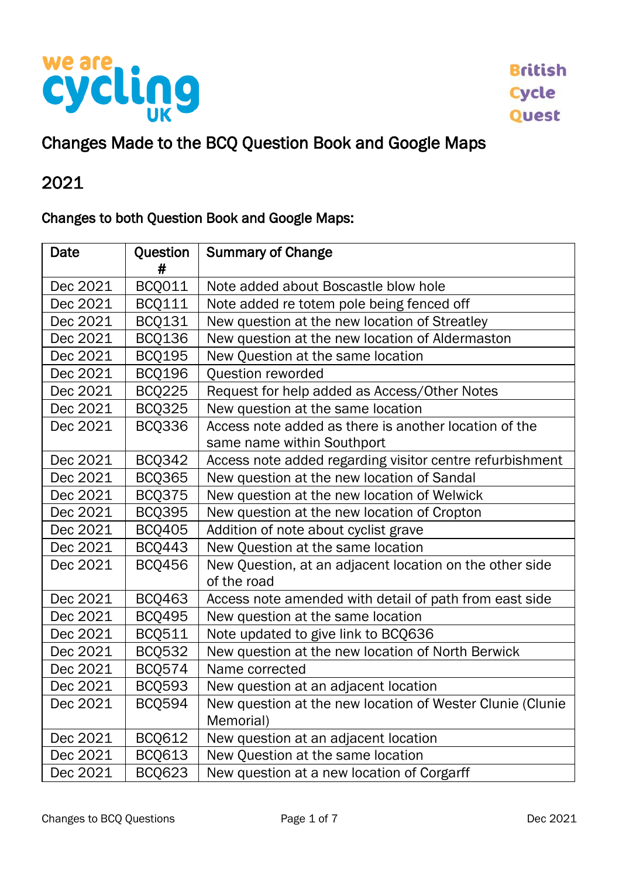we are cycling UK

British Cycle Quest

# Changes Made to the BCQ Question Book and Google Maps

## 2021

### Changes to both Question Book and Google Maps:

| Date | Question # | Summary of Change |
|---|---|---|
| Dec 2021 | BCQ011 | Note added about Boscastle blow hole |
| Dec 2021 | BCQ111 | Note added re totem pole being fenced off |
| Dec 2021 | BCQ131 | New question at the new location of Streatley |
| Dec 2021 | BCQ136 | New question at the new location of Aldermaston |
| Dec 2021 | BCQ195 | New Question at the same location |
| Dec 2021 | BCQ196 | Question reworded |
| Dec 2021 | BCQ225 | Request for help added as Access/Other Notes |
| Dec 2021 | BCQ325 | New question at the same location |
| Dec 2021 | BCQ336 | Access note added as there is another location of the same name within Southport |
| Dec 2021 | BCQ342 | Access note added regarding visitor centre refurbishment |
| Dec 2021 | BCQ365 | New question at the new location of Sandal |
| Dec 2021 | BCQ375 | New question at the new location of Welwick |
| Dec 2021 | BCQ395 | New question at the new location of Cropton |
| Dec 2021 | BCQ405 | Addition of note about cyclist grave |
| Dec 2021 | BCQ443 | New Question at the same location |
| Dec 2021 | BCQ456 | New Question, at an adjacent location on the other side of the road |
| Dec 2021 | BCQ463 | Access note amended with detail of path from east side |
| Dec 2021 | BCQ495 | New question at the same location |
| Dec 2021 | BCQ511 | Note updated to give link to BCQ636 |
| Dec 2021 | BCQ532 | New question at the new location of North Berwick |
| Dec 2021 | BCQ574 | Name corrected |
| Dec 2021 | BCQ593 | New question at an adjacent location |
| Dec 2021 | BCQ594 | New question at the new location of Wester Clunie (Clunie Memorial) |
| Dec 2021 | BCQ612 | New question at an adjacent location |
| Dec 2021 | BCQ613 | New Question at the same location |
| Dec 2021 | BCQ623 | New question at a new location of Corgarff |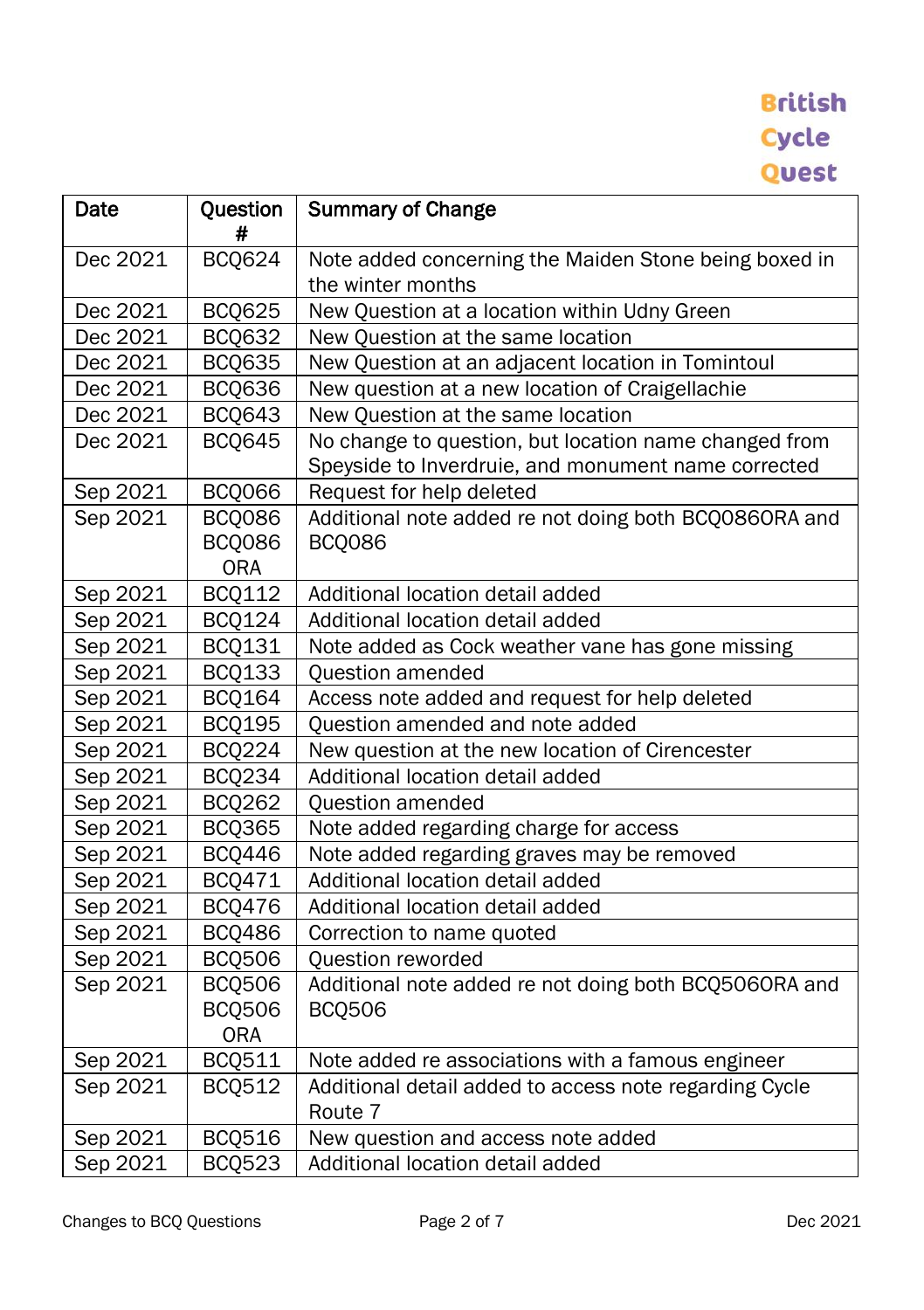British Cycle Quest

| Date | Question # | Summary of Change |
|---|---|---|
| Dec 2021 | BCQ624 | Note added concerning the Maiden Stone being boxed in the winter months |
| Dec 2021 | BCQ625 | New Question at a location within Udny Green |
| Dec 2021 | BCQ632 | New Question at the same location |
| Dec 2021 | BCQ635 | New Question at an adjacent location in Tomintoul |
| Dec 2021 | BCQ636 | New question at a new location of Craigellachie |
| Dec 2021 | BCQ643 | New Question at the same location |
| Dec 2021 | BCQ645 | No change to question, but location name changed from Speyside to Inverdruie, and monument name corrected |
| Sep 2021 | BCQ066 | Request for help deleted |
| Sep 2021 | BCQ086 BCQ086 ORA | Additional note added re not doing both BCQ086ORA and BCQ086 |
| Sep 2021 | BCQ112 | Additional location detail added |
| Sep 2021 | BCQ124 | Additional location detail added |
| Sep 2021 | BCQ131 | Note added as Cock weather vane has gone missing |
| Sep 2021 | BCQ133 | Question amended |
| Sep 2021 | BCQ164 | Access note added and request for help deleted |
| Sep 2021 | BCQ195 | Question amended and note added |
| Sep 2021 | BCQ224 | New question at the new location of Cirencester |
| Sep 2021 | BCQ234 | Additional location detail added |
| Sep 2021 | BCQ262 | Question amended |
| Sep 2021 | BCQ365 | Note added regarding charge for access |
| Sep 2021 | BCQ446 | Note added regarding graves may be removed |
| Sep 2021 | BCQ471 | Additional location detail added |
| Sep 2021 | BCQ476 | Additional location detail added |
| Sep 2021 | BCQ486 | Correction to name quoted |
| Sep 2021 | BCQ506 | Question reworded |
| Sep 2021 | BCQ506 BCQ506 ORA | Additional note added re not doing both BCQ506ORA and BCQ506 |
| Sep 2021 | BCQ511 | Note added re associations with a famous engineer |
| Sep 2021 | BCQ512 | Additional detail added to access note regarding Cycle Route 7 |
| Sep 2021 | BCQ516 | New question and access note added |
| Sep 2021 | BCQ523 | Additional location detail added |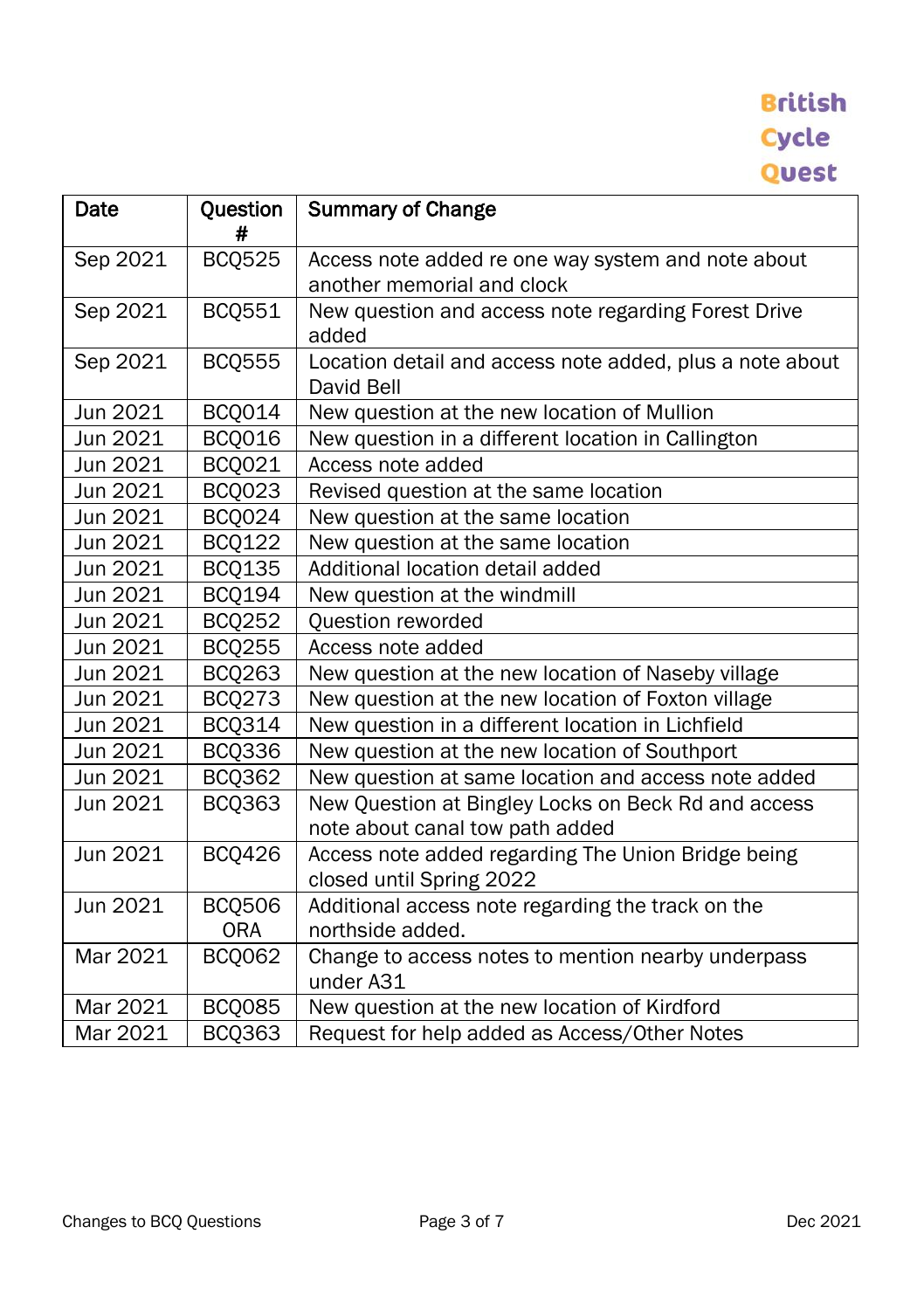| Date | Question # | Summary of Change |
|---|---|---|
| Sep 2021 | BCQ525 | Access note added re one way system and note about another memorial and clock |
| Sep 2021 | BCQ551 | New question and access note regarding Forest Drive added |
| Sep 2021 | BCQ555 | Location detail and access note added, plus a note about David Bell |
| Jun 2021 | BCQ014 | New question at the new location of Mullion |
| Jun 2021 | BCQ016 | New question in a different location in Callington |
| Jun 2021 | BCQ021 | Access note added |
| Jun 2021 | BCQ023 | Revised question at the same location |
| Jun 2021 | BCQ024 | New question at the same location |
| Jun 2021 | BCQ122 | New question at the same location |
| Jun 2021 | BCQ135 | Additional location detail added |
| Jun 2021 | BCQ194 | New question at the windmill |
| Jun 2021 | BCQ252 | Question reworded |
| Jun 2021 | BCQ255 | Access note added |
| Jun 2021 | BCQ263 | New question at the new location of Naseby village |
| Jun 2021 | BCQ273 | New question at the new location of Foxton village |
| Jun 2021 | BCQ314 | New question in a different location in Lichfield |
| Jun 2021 | BCQ336 | New question at the new location of Southport |
| Jun 2021 | BCQ362 | New question at same location and access note added |
| Jun 2021 | BCQ363 | New Question at Bingley Locks on Beck Rd and access note about canal tow path added |
| Jun 2021 | BCQ426 | Access note added regarding The Union Bridge being closed until Spring 2022 |
| Jun 2021 | BCQ506 ORA | Additional access note regarding the track on the northside added. |
| Mar 2021 | BCQ062 | Change to access notes to mention nearby underpass under A31 |
| Mar 2021 | BCQ085 | New question at the new location of Kirdford |
| Mar 2021 | BCQ363 | Request for help added as Access/Other Notes |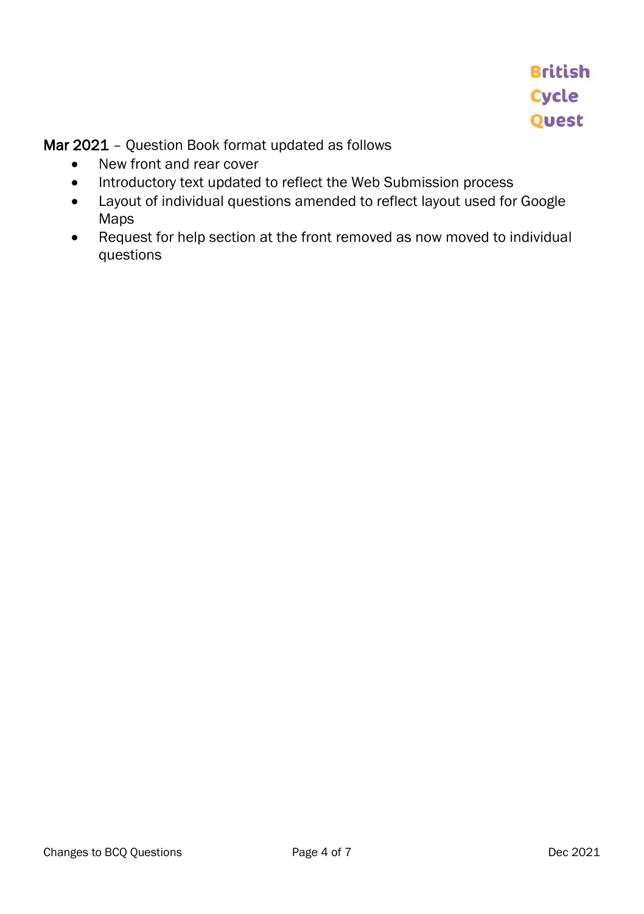Mar 2021 – Question Book format updated as follows

- New front and rear cover
- Introductory text updated to reflect the Web Submission process
- Layout of individual questions amended to reflect layout used for Google Maps
- Request for help section at the front removed as now moved to individual questions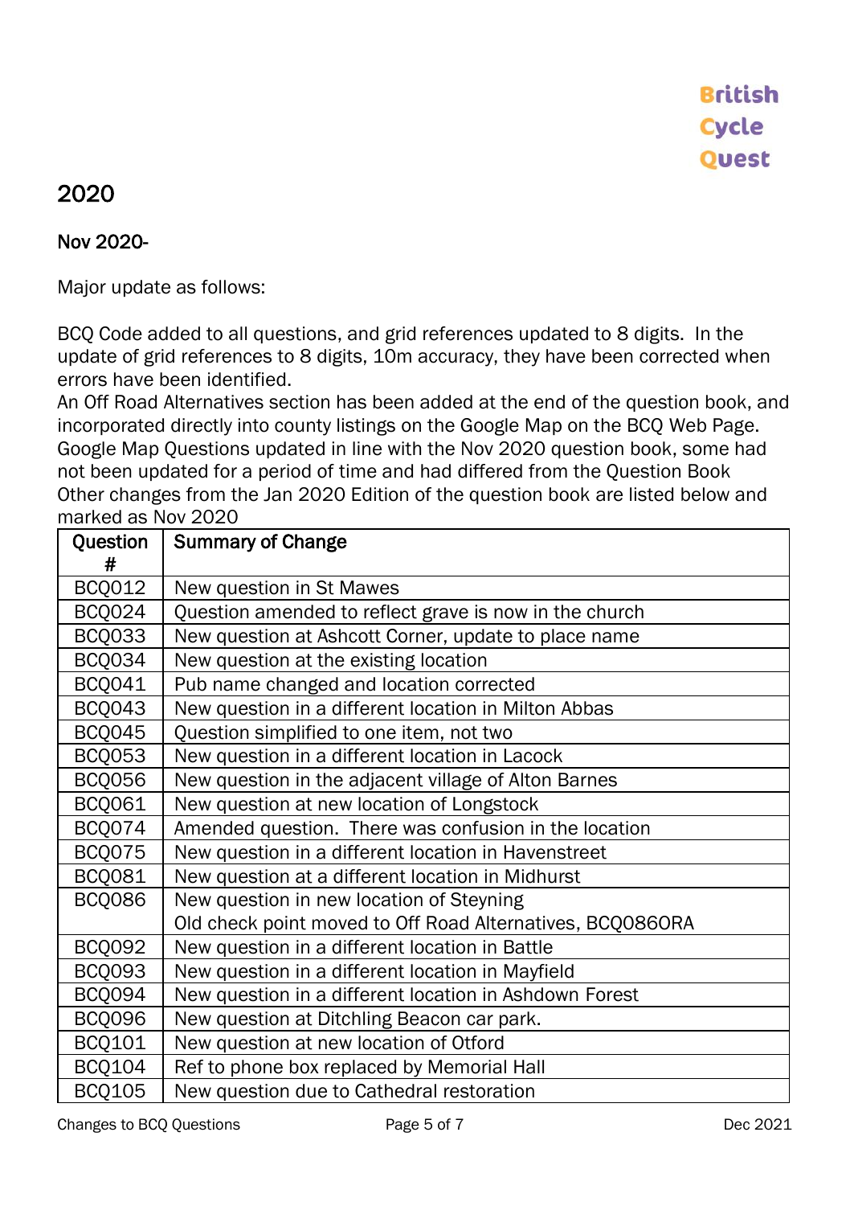British
Cycle
Quest

# 2020

## Nov 2020-

Major update as follows:

BCQ Code added to all questions, and grid references updated to 8 digits. In the update of grid references to 8 digits, 10m accuracy, they have been corrected when errors have been identified.
An Off Road Alternatives section has been added at the end of the question book, and incorporated directly into county listings on the Google Map on the BCQ Web Page.
Google Map Questions updated in line with the Nov 2020 question book, some had not been updated for a period of time and had differed from the Question Book
Other changes from the Jan 2020 Edition of the question book are listed below and marked as Nov 2020

| Question # | Summary of Change |
|---|---|
| BCQ012 | New question in St Mawes |
| BCQ024 | Question amended to reflect grave is now in the church |
| BCQ033 | New question at Ashcott Corner, update to place name |
| BCQ034 | New question at the existing location |
| BCQ041 | Pub name changed and location corrected |
| BCQ043 | New question in a different location in Milton Abbas |
| BCQ045 | Question simplified to one item, not two |
| BCQ053 | New question in a different location in Lacock |
| BCQ056 | New question in the adjacent village of Alton Barnes |
| BCQ061 | New question at new location of Longstock |
| BCQ074 | Amended question. There was confusion in the location |
| BCQ075 | New question in a different location in Havenstreet |
| BCQ081 | New question at a different location in Midhurst |
| BCQ086 | New question in new location of Steyning<br>Old check point moved to Off Road Alternatives, BCQ086ORA |
| BCQ092 | New question in a different location in Battle |
| BCQ093 | New question in a different location in Mayfield |
| BCQ094 | New question in a different location in Ashdown Forest |
| BCQ096 | New question at Ditchling Beacon car park. |
| BCQ101 | New question at new location of Otford |
| BCQ104 | Ref to phone box replaced by Memorial Hall |
| BCQ105 | New question due to Cathedral restoration |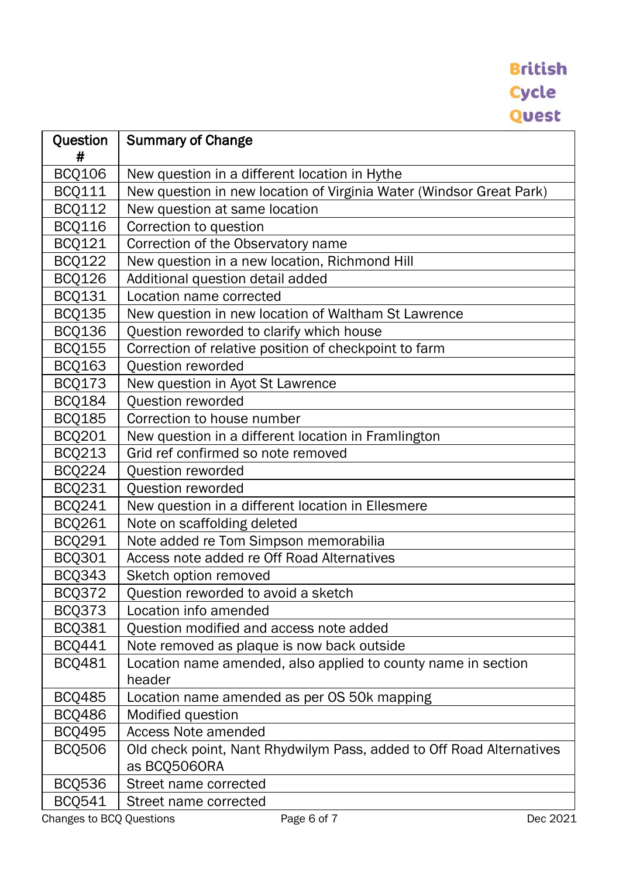British
Cycle
Quest

| Question # | Summary of Change |
|---|---|
| BCQ106 | New question in a different location in Hythe |
| BCQ111 | New question in new location of Virginia Water (Windsor Great Park) |
| BCQ112 | New question at same location |
| BCQ116 | Correction to question |
| BCQ121 | Correction of the Observatory name |
| BCQ122 | New question in a new location, Richmond Hill |
| BCQ126 | Additional question detail added |
| BCQ131 | Location name corrected |
| BCQ135 | New question in new location of Waltham St Lawrence |
| BCQ136 | Question reworded to clarify which house |
| BCQ155 | Correction of relative position of checkpoint to farm |
| BCQ163 | Question reworded |
| BCQ173 | New question in Ayot St Lawrence |
| BCQ184 | Question reworded |
| BCQ185 | Correction to house number |
| BCQ201 | New question in a different location in Framlington |
| BCQ213 | Grid ref confirmed so note removed |
| BCQ224 | Question reworded |
| BCQ231 | Question reworded |
| BCQ241 | New question in a different location in Ellesmere |
| BCQ261 | Note on scaffolding deleted |
| BCQ291 | Note added re Tom Simpson memorabilia |
| BCQ301 | Access note added re Off Road Alternatives |
| BCQ343 | Sketch option removed |
| BCQ372 | Question reworded to avoid a sketch |
| BCQ373 | Location info amended |
| BCQ381 | Question modified and access note added |
| BCQ441 | Note removed as plaque is now back outside |
| BCQ481 | Location name amended, also applied to county name in section header |
| BCQ485 | Location name amended as per OS 50k mapping |
| BCQ486 | Modified question |
| BCQ495 | Access Note amended |
| BCQ506 | Old check point, Nant Rhydwilym Pass, added to Off Road Alternatives as BCQ506ORA |
| BCQ536 | Street name corrected |
| BCQ541 | Street name corrected |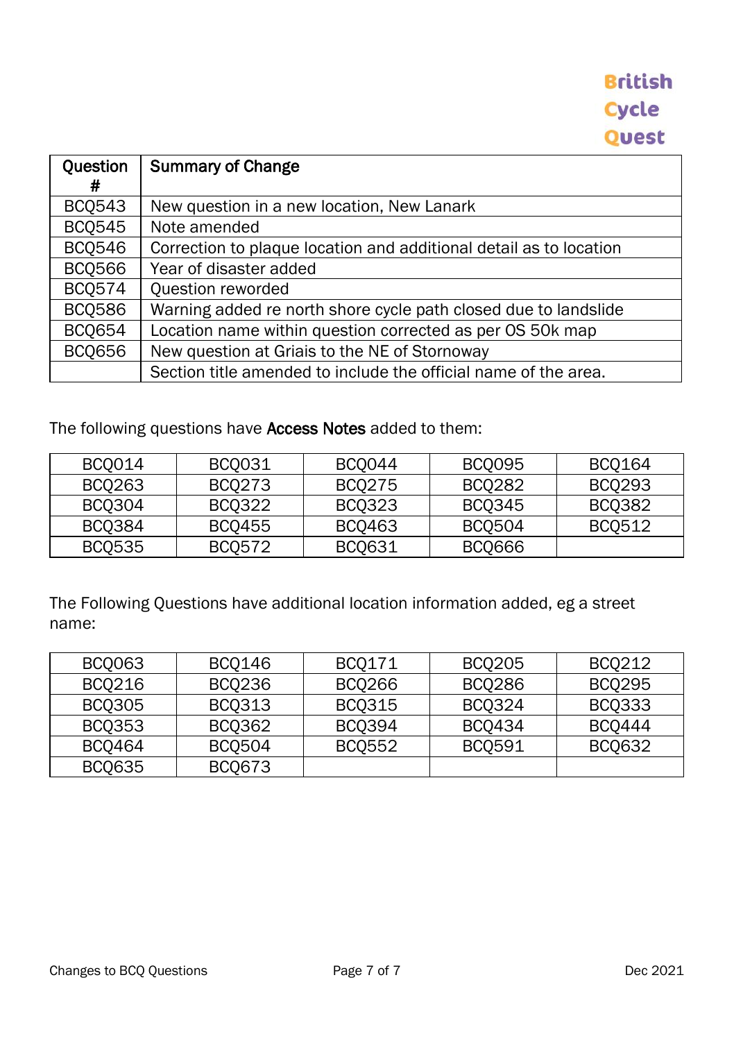British
Cycle
Quest

| Question # | Summary of Change |
|---|---|
| BCQ543 | New question in a new location, New Lanark |
| BCQ545 | Note amended |
| BCQ546 | Correction to plaque location and additional detail as to location |
| BCQ566 | Year of disaster added |
| BCQ574 | Question reworded |
| BCQ586 | Warning added re north shore cycle path closed due to landslide |
| BCQ654 | Location name within question corrected as per OS 50k map |
| BCQ656 | New question at Griais to the NE of Stornoway |
| | Section title amended to include the official name of the area. |

The following questions have **Access Notes** added to them:

| | | | | |
|---|---|---|---|---|
| BCQ014 | BCQ031 | BCQ044 | BCQ095 | BCQ164 |
| BCQ263 | BCQ273 | BCQ275 | BCQ282 | BCQ293 |
| BCQ304 | BCQ322 | BCQ323 | BCQ345 | BCQ382 |
| BCQ384 | BCQ455 | BCQ463 | BCQ504 | BCQ512 |
| BCQ535 | BCQ572 | BCQ631 | BCQ666 | |

The Following Questions have additional location information added, eg a street name:

| | | | | |
|---|---|---|---|---|
| BCQ063 | BCQ146 | BCQ171 | BCQ205 | BCQ212 |
| BCQ216 | BCQ236 | BCQ266 | BCQ286 | BCQ295 |
| BCQ305 | BCQ313 | BCQ315 | BCQ324 | BCQ333 |
| BCQ353 | BCQ362 | BCQ394 | BCQ434 | BCQ444 |
| BCQ464 | BCQ504 | BCQ552 | BCQ591 | BCQ632 |
| BCQ635 | BCQ673 | | | |